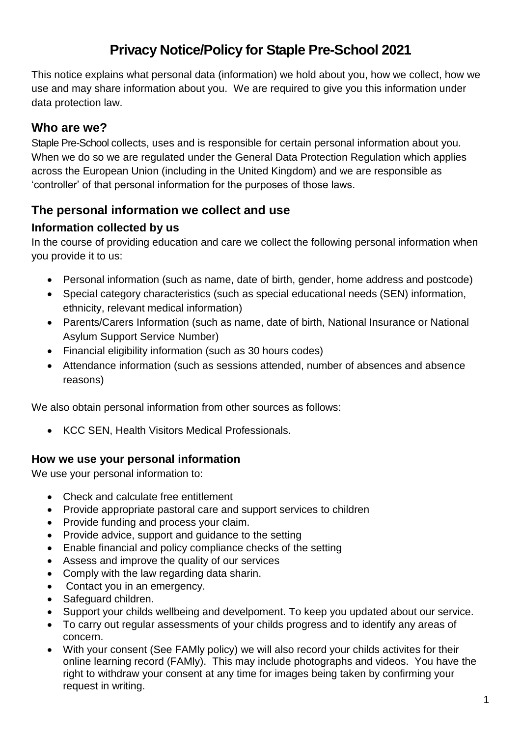# Privacy Notice/Policy for Staple Pre-School 2021

This notice explains what personal data (information) we hold about you, how we collect, how we use and may share information about you. We are required to give you this information under data protection law.

## Who are we?

Staple Pre-School collects, uses and is responsible for certain personal information about you. When we do so we are regulated under the General Data Protection Regulation which applies across the European Union (including in the United Kingdom) and we are responsible as 'controller' of that personal information for the purposes of those laws.

## The personal information we collect and use

### Information collected by us

In the course of providing education and care we collect the following personal information when you provide it to us:

- Personal information (such as name, date of birth, gender, home address and postcode)
- Special category characteristics (such as special educational needs (SEN) information, ethnicity, relevant medical information)
- Parents/Carers Information (such as name, date of birth, National Insurance or National Asylum Support Service Number)
- Financial eligibility information (such as 30 hours codes)
- Attendance information (such as sessions attended, number of absences and absence reasons)

We also obtain personal information from other sources as follows:

- KCC SEN, Health Visitors Medical Professionals.

### How we use your personal information

We use your personal information to:

- Check and calculate free entitlement
- Provide appropriate pastoral care and support services to children
- Provide funding and process your claim.
- Provide advice, support and guidance to the setting
- Enable financial and policy compliance checks of the setting
- Assess and improve the quality of our services
- Comply with the law regarding data sharin.
- Contact you in an emergency.
- Safeguard children.
- Support your childs wellbeing and develpoment. To keep you updated about our service.
- To carry out regular assessments of your childs progress and to identify any areas of concern.
- With your consent (See FAMly policy) we will also record your childs activites for their online learning record (FAMly). This may include photographs and videos. You have the right to withdraw your consent at any time for images being taken by confirming your request in writing.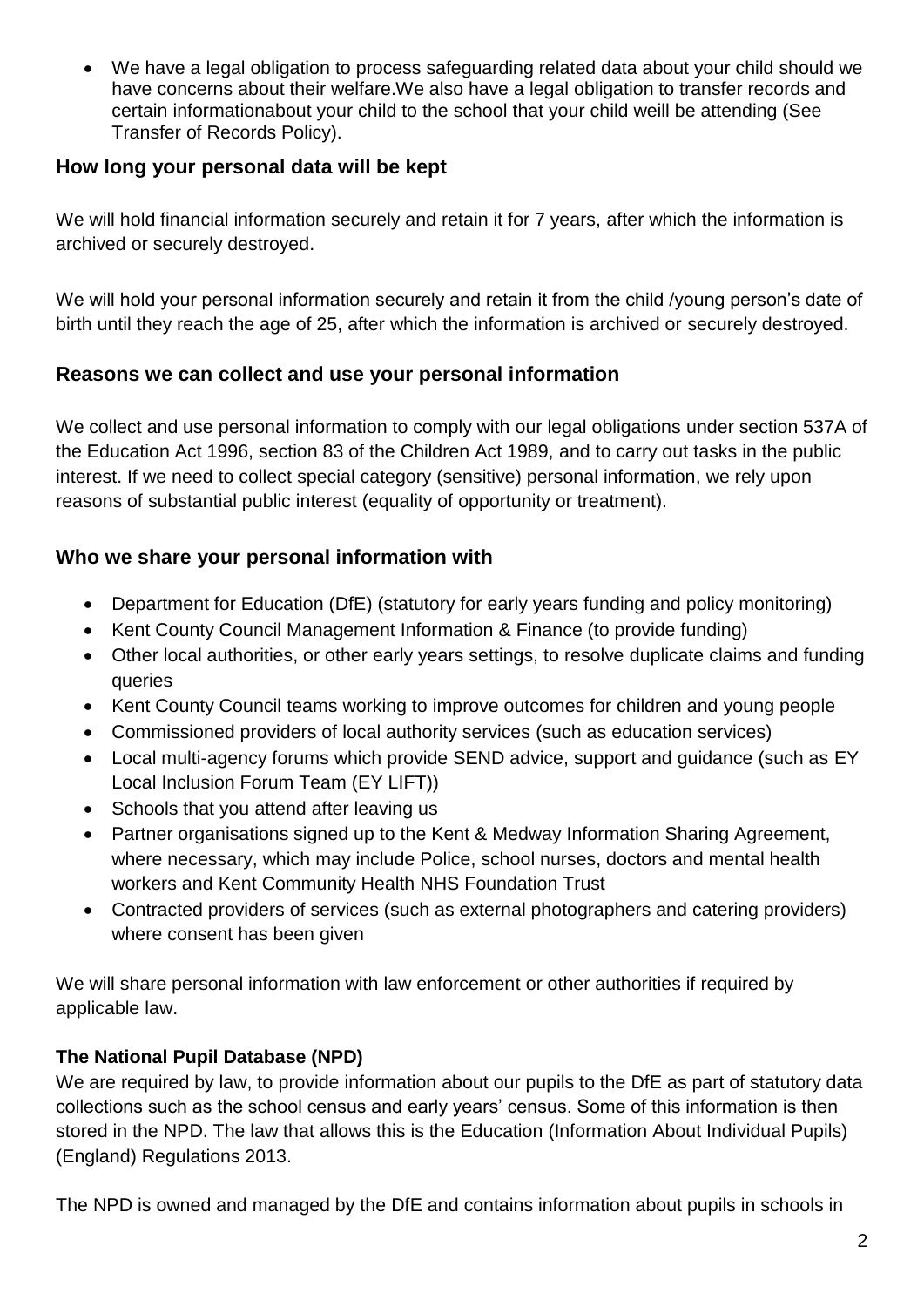- We have a legal obligation to process safeguarding related data about your child should we have concerns about their welfare.We also have a legal obligation to transfer records and certain informationabout your child to the school that your child weill be attending (See Transfer of Records Policy).

## How long your personal data will be kept

We will hold financial information securely and retain it for 7 years, after which the information is archived or securely destroyed.

We will hold your personal information securely and retain it from the child /young person's date of birth until they reach the age of 25, after which the information is archived or securely destroyed.

## Reasons we can collect and use your personal information

We collect and use personal information to comply with our legal obligations under section 537A of the Education Act 1996, section 83 of the Children Act 1989, and to carry out tasks in the public interest. If we need to collect special category (sensitive) personal information, we rely upon reasons of substantial public interest (equality of opportunity or treatment).

## Who we share your personal information with

- Department for Education (DfE) (statutory for early years funding and policy monitoring)
- Kent County Council Management Information & Finance (to provide funding)
- Other local authorities, or other early years settings, to resolve duplicate claims and funding queries
- Kent County Council teams working to improve outcomes for children and young people
- Commissioned providers of local authority services (such as education services)
- Local multi-agency forums which provide SEND advice, support and guidance (such as EY Local Inclusion Forum Team (EY LIFT))
- Schools that you attend after leaving us
- Partner organisations signed up to the Kent & Medway Information Sharing Agreement, where necessary, which may include Police, school nurses, doctors and mental health workers and Kent Community Health NHS Foundation Trust
- Contracted providers of services (such as external photographers and catering providers) where consent has been given

We will share personal information with law enforcement or other authorities if required by applicable law.

### The National Pupil Database (NPD)

We are required by law, to provide information about our pupils to the DfE as part of statutory data collections such as the school census and early years' census. Some of this information is then stored in the NPD. The law that allows this is the Education (Information About Individual Pupils) (England) Regulations 2013.

The NPD is owned and managed by the DfE and contains information about pupils in schools in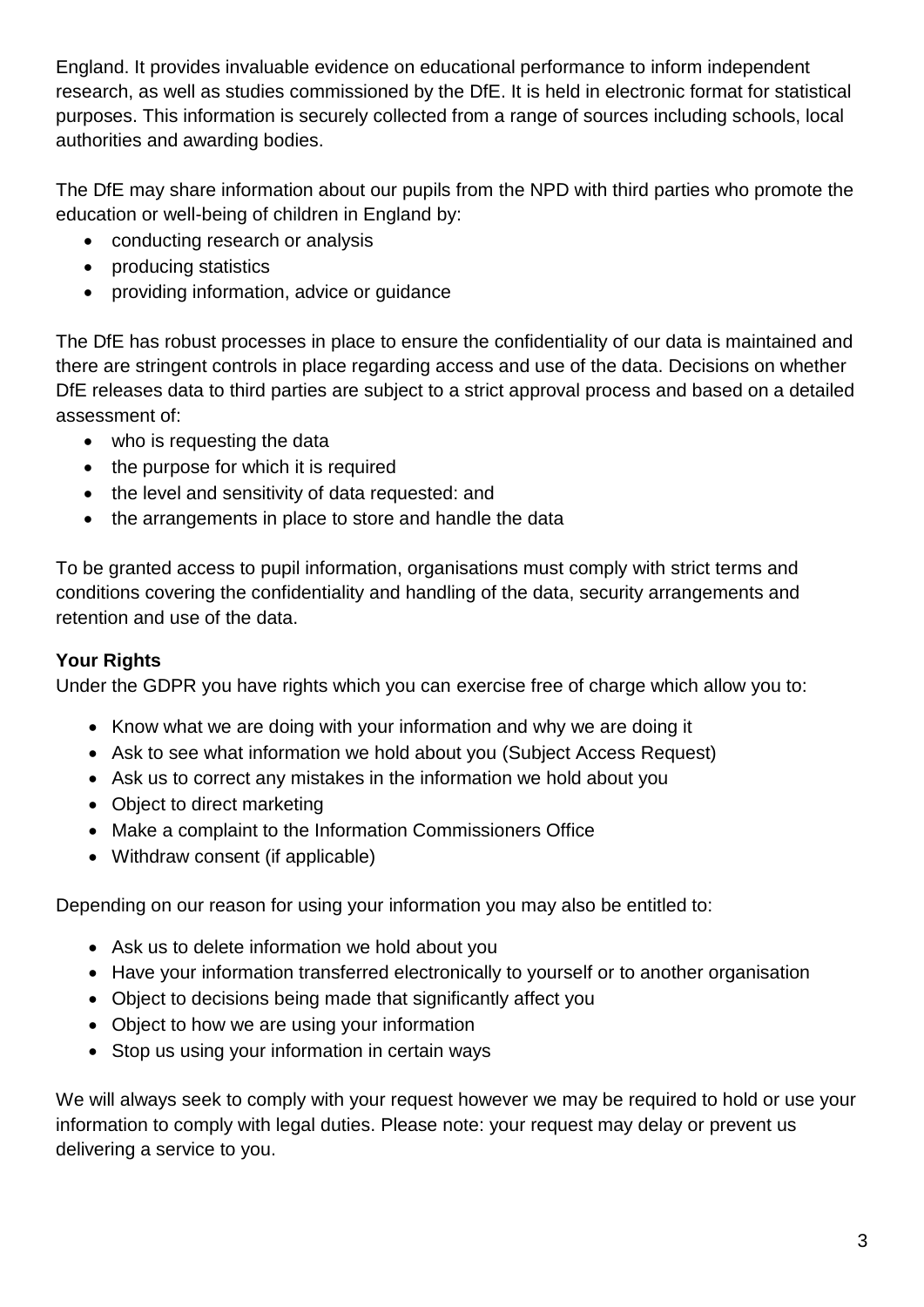England. It provides invaluable evidence on educational performance to inform independent research, as well as studies commissioned by the DfE. It is held in electronic format for statistical purposes. This information is securely collected from a range of sources including schools, local authorities and awarding bodies.

The DfE may share information about our pupils from the NPD with third parties who promote the education or well-being of children in England by:

- conducting research or analysis
- producing statistics
- providing information, advice or guidance

The DfE has robust processes in place to ensure the confidentiality of our data is maintained and there are stringent controls in place regarding access and use of the data. Decisions on whether DfE releases data to third parties are subject to a strict approval process and based on a detailed assessment of:

- who is requesting the data
- the purpose for which it is required
- the level and sensitivity of data requested: and
- the arrangements in place to store and handle the data

To be granted access to pupil information, organisations must comply with strict terms and conditions covering the confidentiality and handling of the data, security arrangements and retention and use of the data.

**Your Rights**

Under the GDPR you have rights which you can exercise free of charge which allow you to:

- Know what we are doing with your information and why we are doing it
- Ask to see what information we hold about you (Subject Access Request)
- Ask us to correct any mistakes in the information we hold about you
- Object to direct marketing
- Make a complaint to the Information Commissioners Office
- Withdraw consent (if applicable)

Depending on our reason for using your information you may also be entitled to:

- Ask us to delete information we hold about you
- Have your information transferred electronically to yourself or to another organisation
- Object to decisions being made that significantly affect you
- Object to how we are using your information
- Stop us using your information in certain ways

We will always seek to comply with your request however we may be required to hold or use your information to comply with legal duties. Please note: your request may delay or prevent us delivering a service to you.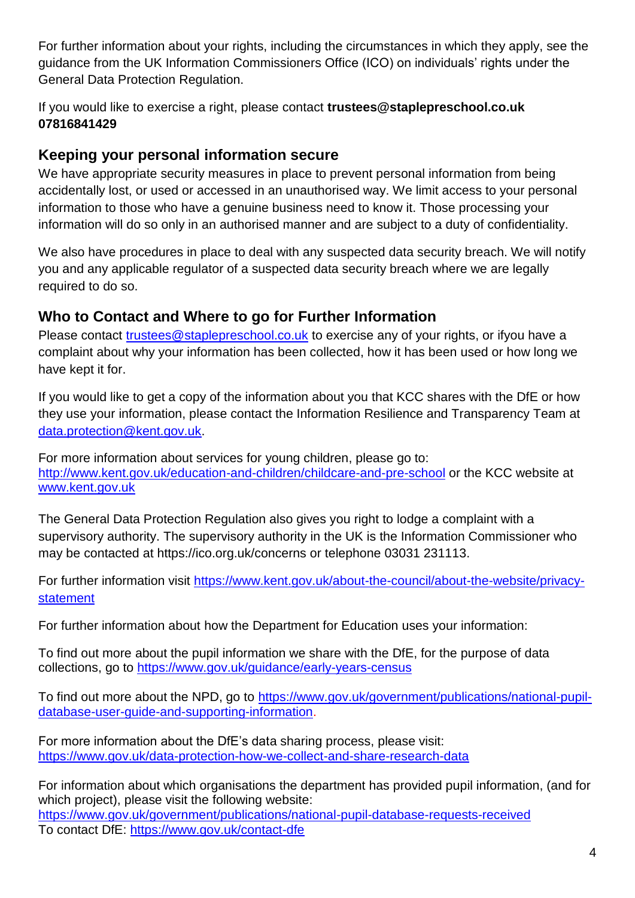For further information about your rights, including the circumstances in which they apply, see the guidance from the UK Information Commissioners Office (ICO) on individuals' rights under the General Data Protection Regulation.

If you would like to exercise a right, please contact **trustees@staplepreschool.co.uk 07816841429**

## Keeping your personal information secure

We have appropriate security measures in place to prevent personal information from being accidentally lost, or used or accessed in an unauthorised way. We limit access to your personal information to those who have a genuine business need to know it. Those processing your information will do so only in an authorised manner and are subject to a duty of confidentiality.

We also have procedures in place to deal with any suspected data security breach. We will notify you and any applicable regulator of a suspected data security breach where we are legally required to do so.

## Who to Contact and Where to go for Further Information

Please contact trustees@staplepreschool.co.uk to exercise any of your rights, or ifyou have a complaint about why your information has been collected, how it has been used or how long we have kept it for.

If you would like to get a copy of the information about you that KCC shares with the DfE or how they use your information, please contact the Information Resilience and Transparency Team at data.protection@kent.gov.uk.

For more information about services for young children, please go to: http://www.kent.gov.uk/education-and-children/childcare-and-pre-school or the KCC website at www.kent.gov.uk

The General Data Protection Regulation also gives you right to lodge a complaint with a supervisory authority. The supervisory authority in the UK is the Information Commissioner who may be contacted at https://ico.org.uk/concerns or telephone 03031 231113.

For further information visit https://www.kent.gov.uk/about-the-council/about-the-website/privacy-statement

For further information about how the Department for Education uses your information:

To find out more about the pupil information we share with the DfE, for the purpose of data collections, go to https://www.gov.uk/guidance/early-years-census

To find out more about the NPD, go to https://www.gov.uk/government/publications/national-pupil-database-user-guide-and-supporting-information.

For more information about the DfE's data sharing process, please visit: https://www.gov.uk/data-protection-how-we-collect-and-share-research-data

For information about which organisations the department has provided pupil information, (and for which project), please visit the following website: https://www.gov.uk/government/publications/national-pupil-database-requests-received
To contact DfE: https://www.gov.uk/contact-dfe